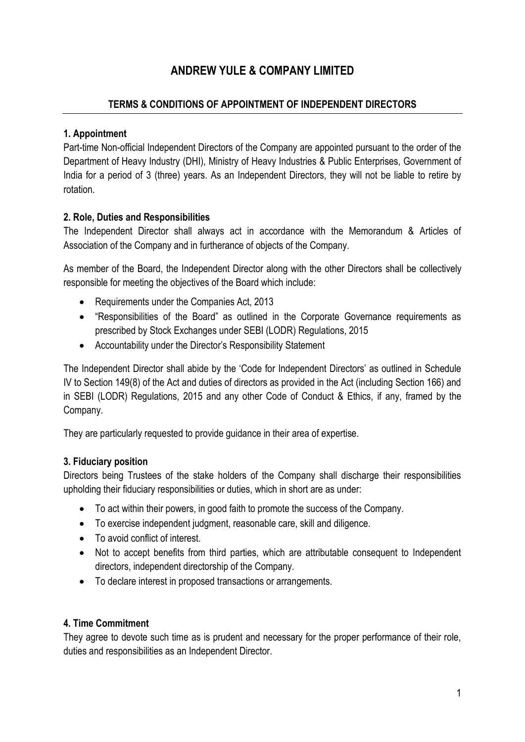# ANDREW YULE & COMPANY LIMITED

## TERMS & CONDITIONS OF APPOINTMENT OF INDEPENDENT DIRECTORS

### 1. Appointment

Part-time Non-official Independent Directors of the Company are appointed pursuant to the order of the Department of Heavy Industry (DHI), Ministry of Heavy Industries & Public Enterprises, Government of India for a period of 3 (three) years. As an Independent Directors, they will not be liable to retire by rotation.

### 2. Role, Duties and Responsibilities

The Independent Director shall always act in accordance with the Memorandum & Articles of Association of the Company and in furtherance of objects of the Company.

As member of the Board, the Independent Director along with the other Directors shall be collectively responsible for meeting the objectives of the Board which include:

- Requirements under the Companies Act, 2013
- "Responsibilities of the Board" as outlined in the Corporate Governance requirements as prescribed by Stock Exchanges under SEBI (LODR) Regulations, 2015
- Accountability under the Director's Responsibility Statement

The Independent Director shall abide by the 'Code for Independent Directors' as outlined in Schedule IV to Section 149(8) of the Act and duties of directors as provided in the Act (including Section 166) and in SEBI (LODR) Regulations, 2015 and any other Code of Conduct & Ethics, if any, framed by the Company.

They are particularly requested to provide guidance in their area of expertise.

### 3. Fiduciary position

Directors being Trustees of the stake holders of the Company shall discharge their responsibilities upholding their fiduciary responsibilities or duties, which in short are as under:

- To act within their powers, in good faith to promote the success of the Company.
- To exercise independent judgment, reasonable care, skill and diligence.
- To avoid conflict of interest.
- Not to accept benefits from third parties, which are attributable consequent to Independent directors, independent directorship of the Company.
- To declare interest in proposed transactions or arrangements.

### 4. Time Commitment

They agree to devote such time as is prudent and necessary for the proper performance of their role, duties and responsibilities as an Independent Director.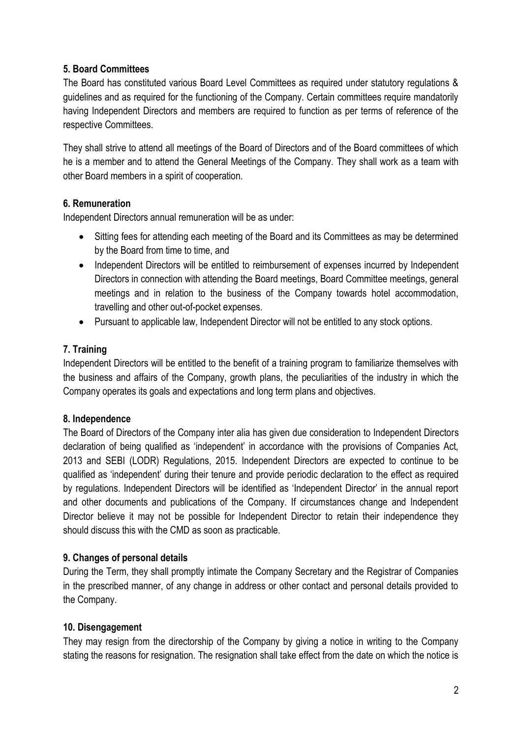**5. Board Committees**

The Board has constituted various Board Level Committees as required under statutory regulations & guidelines and as required for the functioning of the Company. Certain committees require mandatorily having Independent Directors and members are required to function as per terms of reference of the respective Committees.

They shall strive to attend all meetings of the Board of Directors and of the Board committees of which he is a member and to attend the General Meetings of the Company. They shall work as a team with other Board members in a spirit of cooperation.

**6. Remuneration**

Independent Directors annual remuneration will be as under:

- Sitting fees for attending each meeting of the Board and its Committees as may be determined by the Board from time to time, and
- Independent Directors will be entitled to reimbursement of expenses incurred by Independent Directors in connection with attending the Board meetings, Board Committee meetings, general meetings and in relation to the business of the Company towards hotel accommodation, travelling and other out-of-pocket expenses.
- Pursuant to applicable law, Independent Director will not be entitled to any stock options.

**7. Training**

Independent Directors will be entitled to the benefit of a training program to familiarize themselves with the business and affairs of the Company, growth plans, the peculiarities of the industry in which the Company operates its goals and expectations and long term plans and objectives.

**8. Independence**

The Board of Directors of the Company inter alia has given due consideration to Independent Directors declaration of being qualified as 'independent' in accordance with the provisions of Companies Act, 2013 and SEBI (LODR) Regulations, 2015. Independent Directors are expected to continue to be qualified as 'independent' during their tenure and provide periodic declaration to the effect as required by regulations. Independent Directors will be identified as 'Independent Director' in the annual report and other documents and publications of the Company. If circumstances change and Independent Director believe it may not be possible for Independent Director to retain their independence they should discuss this with the CMD as soon as practicable.

**9. Changes of personal details**

During the Term, they shall promptly intimate the Company Secretary and the Registrar of Companies in the prescribed manner, of any change in address or other contact and personal details provided to the Company.

**10. Disengagement**

They may resign from the directorship of the Company by giving a notice in writing to the Company stating the reasons for resignation. The resignation shall take effect from the date on which the notice is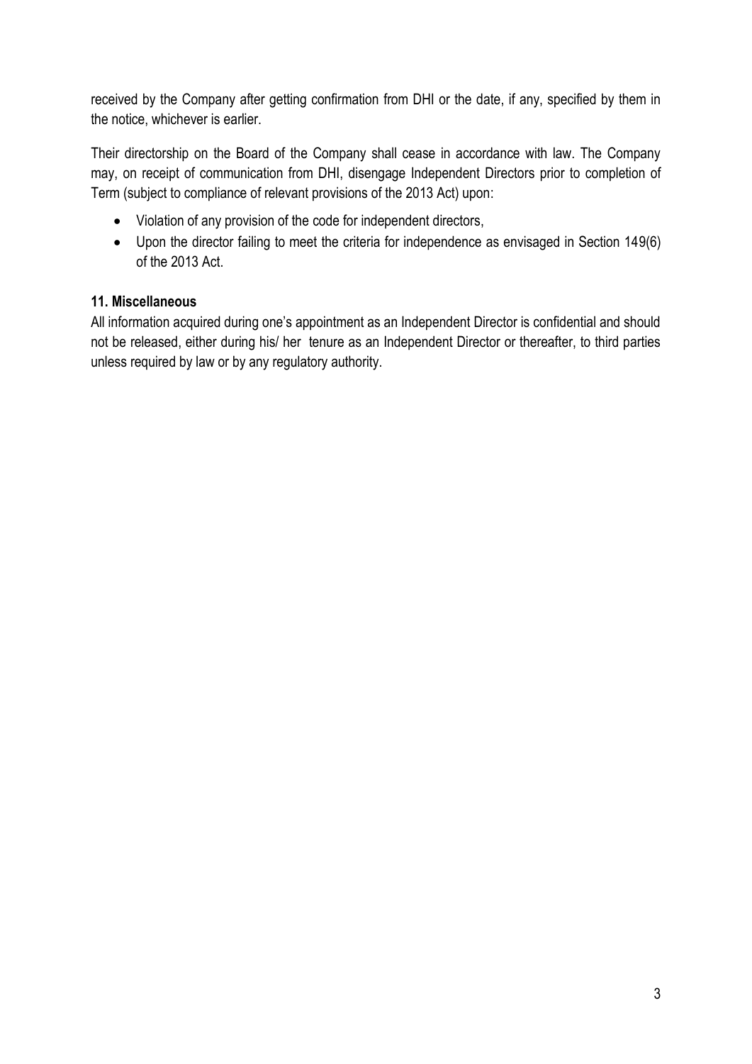received by the Company after getting confirmation from DHI or the date, if any, specified by them in the notice, whichever is earlier.

Their directorship on the Board of the Company shall cease in accordance with law. The Company may, on receipt of communication from DHI, disengage Independent Directors prior to completion of Term (subject to compliance of relevant provisions of the 2013 Act) upon:

- Violation of any provision of the code for independent directors,
- Upon the director failing to meet the criteria for independence as envisaged in Section 149(6) of the 2013 Act.

**11. Miscellaneous**

All information acquired during one's appointment as an Independent Director is confidential and should not be released, either during his/ her tenure as an Independent Director or thereafter, to third parties unless required by law or by any regulatory authority.